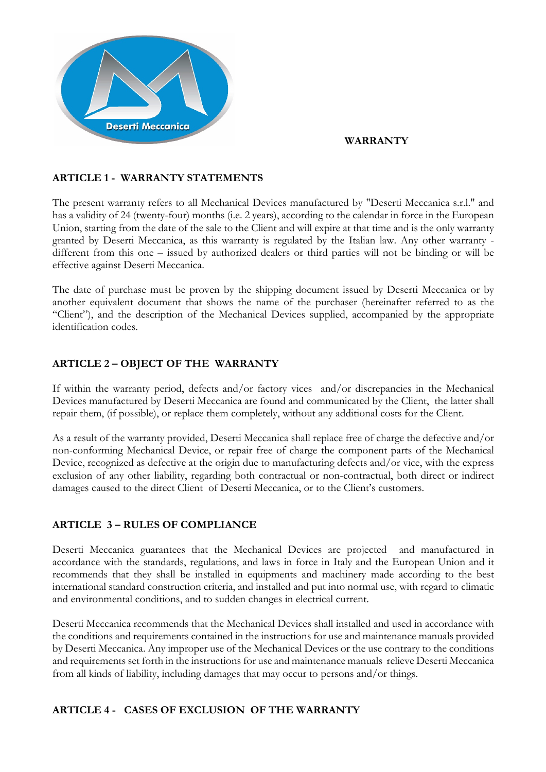# WARRANTY

## ARTICLE 1 - WARRANTY STATEMENTS

The present warranty refers to all Mechanical Devices manufactured by "Deserti Meccanica s.r.l." and has a validity of 24 (twenty-four) months (i.e. 2 years), according to the calendar in force in the European Union, starting from the date of the sale to the Client and will expire at that time and is the only warranty granted by Deserti Meccanica, as this warranty is regulated by the Italian law. Any other warranty - different from this one – issued by authorized dealers or third parties will not be binding or will be effective against Deserti Meccanica.

The date of purchase must be proven by the shipping document issued by Deserti Meccanica or by another equivalent document that shows the name of the purchaser (hereinafter referred to as the "Client"), and the description of the Mechanical Devices supplied, accompanied by the appropriate identification codes.

## ARTICLE 2 – OBJECT OF THE WARRANTY

If within the warranty period, defects and/or factory vices and/or discrepancies in the Mechanical Devices manufactured by Deserti Meccanica are found and communicated by the Client, the latter shall repair them, (if possible), or replace them completely, without any additional costs for the Client.

As a result of the warranty provided, Deserti Meccanica shall replace free of charge the defective and/or non-conforming Mechanical Device, or repair free of charge the component parts of the Mechanical Device, recognized as defective at the origin due to manufacturing defects and/or vice, with the express exclusion of any other liability, regarding both contractual or non-contractual, both direct or indirect damages caused to the direct Client of Deserti Meccanica, or to the Client's customers.

## ARTICLE 3 – RULES OF COMPLIANCE

Deserti Meccanica guarantees that the Mechanical Devices are projected and manufactured in accordance with the standards, regulations, and laws in force in Italy and the European Union and it recommends that they shall be installed in equipments and machinery made according to the best international standard construction criteria, and installed and put into normal use, with regard to climatic and environmental conditions, and to sudden changes in electrical current.

Deserti Meccanica recommends that the Mechanical Devices shall installed and used in accordance with the conditions and requirements contained in the instructions for use and maintenance manuals provided by Deserti Meccanica. Any improper use of the Mechanical Devices or the use contrary to the conditions and requirements set forth in the instructions for use and maintenance manuals relieve Deserti Meccanica from all kinds of liability, including damages that may occur to persons and/or things.

## ARTICLE 4 - CASES OF EXCLUSION OF THE WARRANTY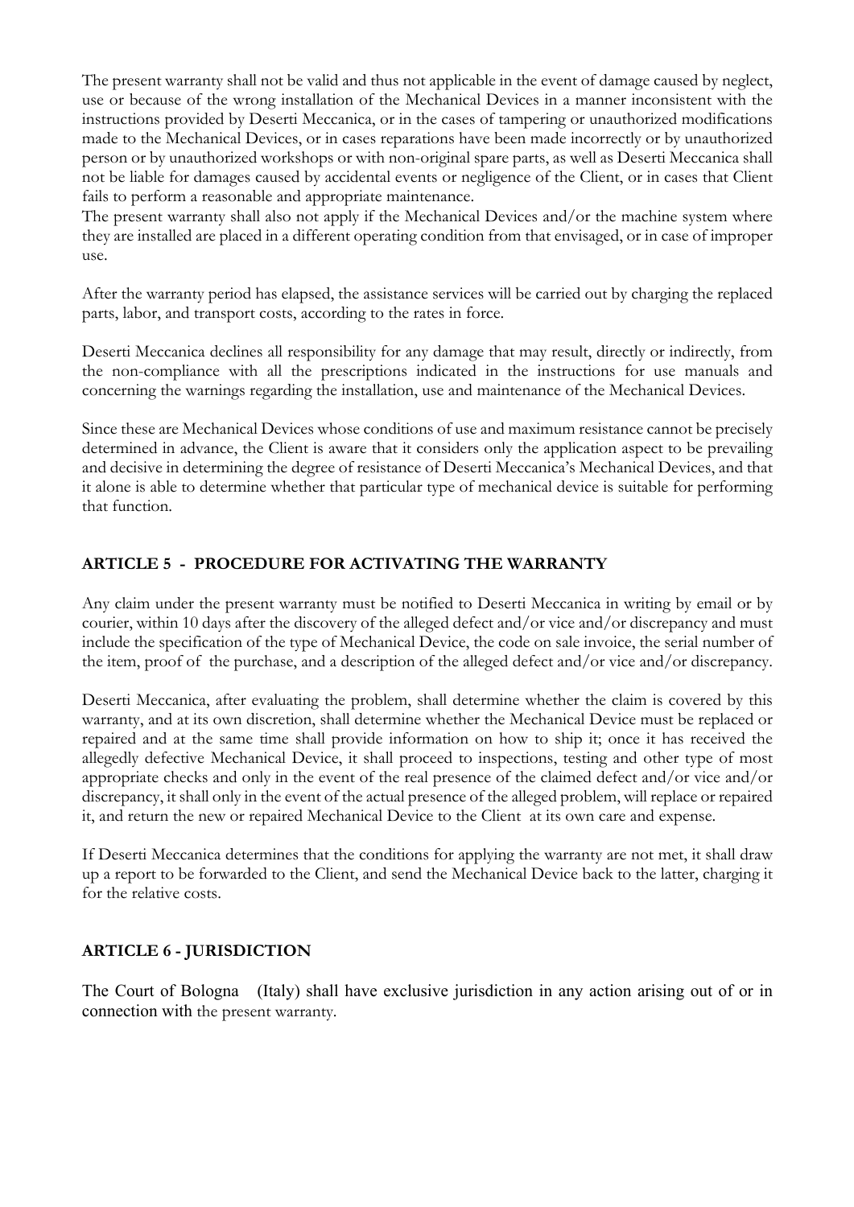The present warranty shall not be valid and thus not applicable in the event of damage caused by neglect, use or because of the wrong installation of the Mechanical Devices in a manner inconsistent with the instructions provided by Deserti Meccanica, or in the cases of tampering or unauthorized modifications made to the Mechanical Devices, or in cases reparations have been made incorrectly or by unauthorized person or by unauthorized workshops or with non-original spare parts, as well as Deserti Meccanica shall not be liable for damages caused by accidental events or negligence of the Client, or in cases that Client fails to perform a reasonable and appropriate maintenance.
The present warranty shall also not apply if the Mechanical Devices and/or the machine system where they are installed are placed in a different operating condition from that envisaged, or in case of improper use.

After the warranty period has elapsed, the assistance services will be carried out by charging the replaced parts, labor, and transport costs, according to the rates in force.

Deserti Meccanica declines all responsibility for any damage that may result, directly or indirectly, from the non-compliance with all the prescriptions indicated in the instructions for use manuals and concerning the warnings regarding the installation, use and maintenance of the Mechanical Devices.

Since these are Mechanical Devices whose conditions of use and maximum resistance cannot be precisely determined in advance, the Client is aware that it considers only the application aspect to be prevailing and decisive in determining the degree of resistance of Deserti Meccanica's Mechanical Devices, and that it alone is able to determine whether that particular type of mechanical device is suitable for performing that function.

## ARTICLE 5 - PROCEDURE FOR ACTIVATING THE WARRANTY

Any claim under the present warranty must be notified to Deserti Meccanica in writing by email or by courier, within 10 days after the discovery of the alleged defect and/or vice and/or discrepancy and must include the specification of the type of Mechanical Device, the code on sale invoice, the serial number of the item, proof of the purchase, and a description of the alleged defect and/or vice and/or discrepancy.

Deserti Meccanica, after evaluating the problem, shall determine whether the claim is covered by this warranty, and at its own discretion, shall determine whether the Mechanical Device must be replaced or repaired and at the same time shall provide information on how to ship it; once it has received the allegedly defective Mechanical Device, it shall proceed to inspections, testing and other type of most appropriate checks and only in the event of the real presence of the claimed defect and/or vice and/or discrepancy, it shall only in the event of the actual presence of the alleged problem, will replace or repaired it, and return the new or repaired Mechanical Device to the Client at its own care and expense.

If Deserti Meccanica determines that the conditions for applying the warranty are not met, it shall draw up a report to be forwarded to the Client, and send the Mechanical Device back to the latter, charging it for the relative costs.

## ARTICLE 6 - JURISDICTION

The Court of Bologna (Italy) shall have exclusive jurisdiction in any action arising out of or in connection with the present warranty.